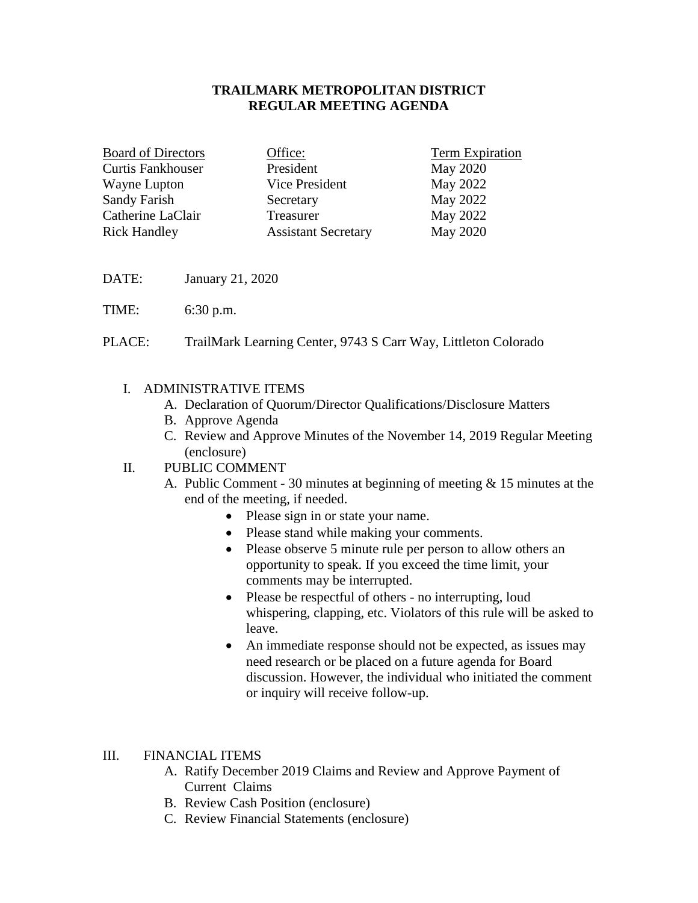**TRAILMARK METROPOLITAN DISTRICT**
**REGULAR MEETING AGENDA**

| Board of Directors | Office: | Term Expiration |
|---|---|---|
| Curtis Fankhouser | President | May 2020 |
| Wayne Lupton | Vice President | May 2022 |
| Sandy Farish | Secretary | May 2022 |
| Catherine LaClair | Treasurer | May 2022 |
| Rick Handley | Assistant Secretary | May 2020 |

DATE: January 21, 2020

TIME: 6:30 p.m.

PLACE: TrailMark Learning Center, 9743 S Carr Way, Littleton Colorado

I. ADMINISTRATIVE ITEMS
   - A. Declaration of Quorum/Director Qualifications/Disclosure Matters
   - B. Approve Agenda
   - C. Review and Approve Minutes of the November 14, 2019 Regular Meeting (enclosure)

II. PUBLIC COMMENT
   - A. Public Comment - 30 minutes at beginning of meeting & 15 minutes at the end of the meeting, if needed.
     - Please sign in or state your name.
     - Please stand while making your comments.
     - Please observe 5 minute rule per person to allow others an opportunity to speak. If you exceed the time limit, your comments may be interrupted.
     - Please be respectful of others - no interrupting, loud whispering, clapping, etc. Violators of this rule will be asked to leave.
     - An immediate response should not be expected, as issues may need research or be placed on a future agenda for Board discussion. However, the individual who initiated the comment or inquiry will receive follow-up.

III. FINANCIAL ITEMS
   - A. Ratify December 2019 Claims and Review and Approve Payment of Current Claims
   - B. Review Cash Position (enclosure)
   - C. Review Financial Statements (enclosure)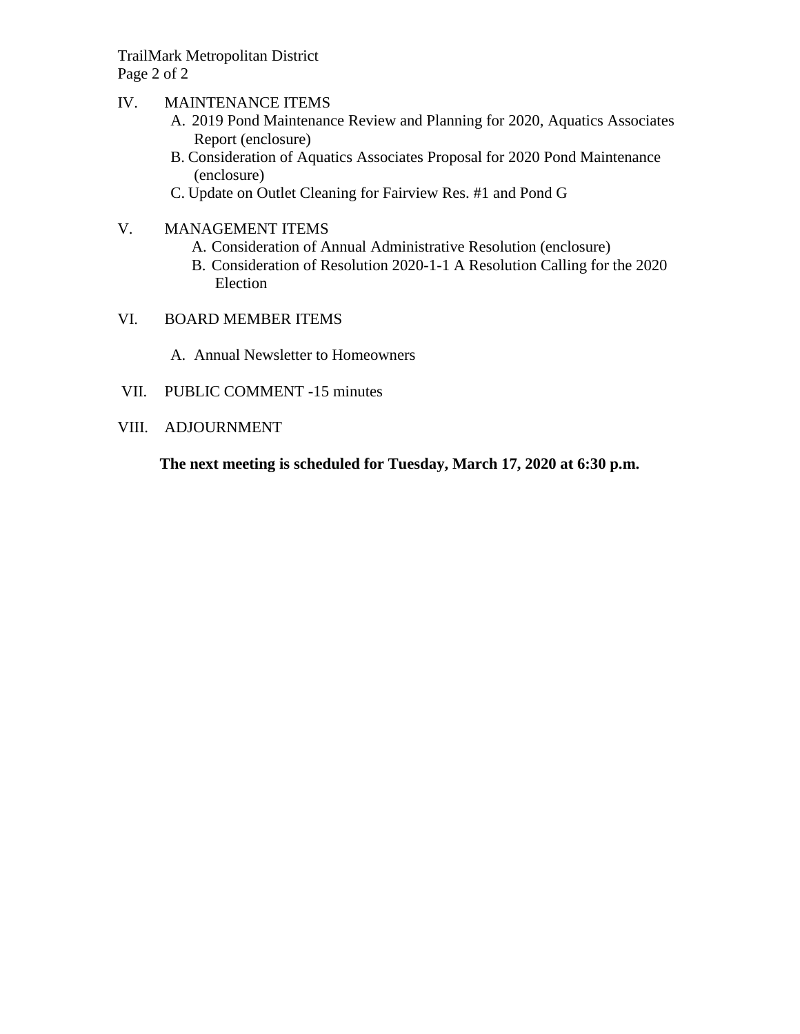IV. MAINTENANCE ITEMS

A. 2019 Pond Maintenance Review and Planning for 2020, Aquatics Associates Report (enclosure)

B. Consideration of Aquatics Associates Proposal for 2020 Pond Maintenance (enclosure)

C. Update on Outlet Cleaning for Fairview Res. #1 and Pond G

V. MANAGEMENT ITEMS

A. Consideration of Annual Administrative Resolution (enclosure)

B. Consideration of Resolution 2020-1-1 A Resolution Calling for the 2020 Election

VI. BOARD MEMBER ITEMS

A. Annual Newsletter to Homeowners

VII. PUBLIC COMMENT -15 minutes

VIII. ADJOURNMENT

**The next meeting is scheduled for Tuesday, March 17, 2020 at 6:30 p.m.**